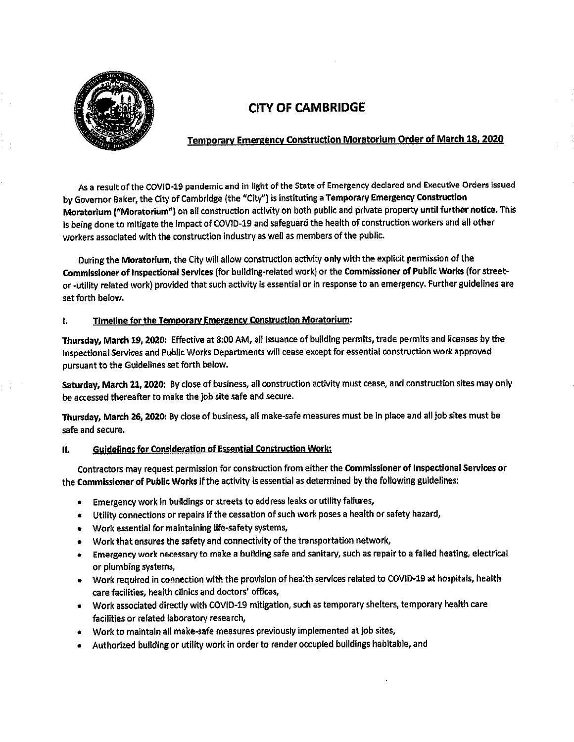# CITY OF CAMBRIDGE

## Temporary Emergency Construction Moratorium Order of March 18, 2020

As a result of the COVID-19 pandemic and in light of the State of Emergency declared and Executive Orders issued by Governor Baker, the City of Cambridge (the "City") is instituting a **Temporary Emergency Construction Moratorium ("Moratorium")** on all construction activity on both public and private property **until further notice**. This is being done to mitigate the impact of COVID-19 and safeguard the health of construction workers and all other workers associated with the construction industry as well as members of the public.

During the **Moratorium**, the City will allow construction activity **only** with the explicit permission of the **Commissioner of Inspectional Services** (for building-related work) or the **Commissioner of Public Works** (for street- or -utility related work) provided that such activity is essential or in response to an emergency. Further guidelines are set forth below.

### I. Timeline for the Temporary Emergency Construction Moratorium:

**Thursday, March 19, 2020:** Effective at 8:00 AM, all issuance of building permits, trade permits and licenses by the Inspectional Services and Public Works Departments will cease except for essential construction work approved pursuant to the Guidelines set forth below.

**Saturday, March 21, 2020:** By close of business, all construction activity must cease, and construction sites may only be accessed thereafter to make the job site safe and secure.

**Thursday, March 26, 2020:** By close of business, all make-safe measures must be in place and all job sites must be safe and secure.

### II. Guidelines for Consideration of Essential Construction Work:

Contractors may request permission for construction from either the **Commissioner of Inspectional Services** or the **Commissioner of Public Works** if the activity is essential as determined by the following guidelines:

- Emergency work in buildings or streets to address leaks or utility failures,
- Utility connections or repairs if the cessation of such work poses a health or safety hazard,
- Work essential for maintaining life-safety systems,
- Work that ensures the safety and connectivity of the transportation network,
- Emergency work necessary to make a building safe and sanitary, such as repair to a failed heating, electrical or plumbing systems,
- Work required in connection with the provision of health services related to COVID-19 at hospitals, health care facilities, health clinics and doctors' offices,
- Work associated directly with COVID-19 mitigation, such as temporary shelters, temporary health care facilities or related laboratory research,
- Work to maintain all make-safe measures previously implemented at job sites,
- Authorized building or utility work in order to render occupied buildings habitable, and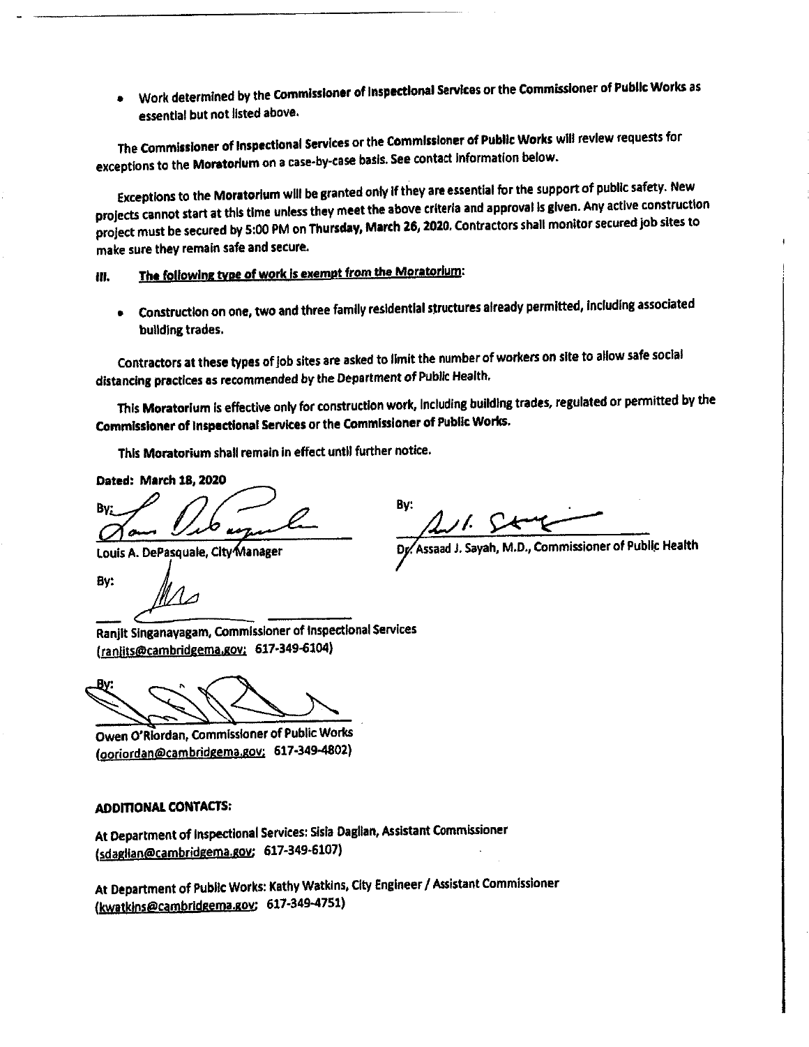- Work determined by the **Commissioner of Inspectional Services** or the **Commissioner of Public Works** as essential but not listed above.

The **Commissioner of Inspectional Services** or the **Commissioner of Public Works** will review requests for exceptions to the **Moratorium** on a case-by-case basis. See contact information below.

Exceptions to the **Moratorium** will be granted only if they are essential for the support of public safety. New projects cannot start at this time unless they meet the above criteria and approval is given. Any active construction project must be secured by 5:00 PM on **Thursday, March 26, 2020.** Contractors shall monitor secured job sites to make sure they remain safe and secure.

**III. <u>The following type of work is exempt from the Moratorium</u>:**

- Construction on one, two and three family residential structures already permitted, including associated building trades.

Contractors at these types of job sites are asked to limit the number of workers on site to allow safe social distancing practices as recommended by the Department of Public Health.

This **Moratorium** is effective only for construction work, including building trades, regulated or permitted by the **Commissioner of Inspectional Services** or the **Commissioner of Public Works.**

This **Moratorium** shall remain in effect until further notice.

**Dated: March 18, 2020**

By: 

Louis A. DePasquale, City Manager

By: 

Dr. Assaad J. Sayah, M.D., Commissioner of Public Health

By: 

Ranjit Singanayagam, Commissioner of Inspectional Services
(ranjits@cambridgema.gov; 617-349-6104)

By: 

Owen O'Riordan, Commissioner of Public Works
(ooriordan@cambridgema.gov; 617-349-4802)

**ADDITIONAL CONTACTS:**

At Department of Inspectional Services: Sisia Daglian, Assistant Commissioner
(sdaglian@cambridgema.gov; 617-349-6107)

At Department of Public Works: Kathy Watkins, City Engineer / Assistant Commissioner
(kwatkins@cambridgema.gov; 617-349-4751)